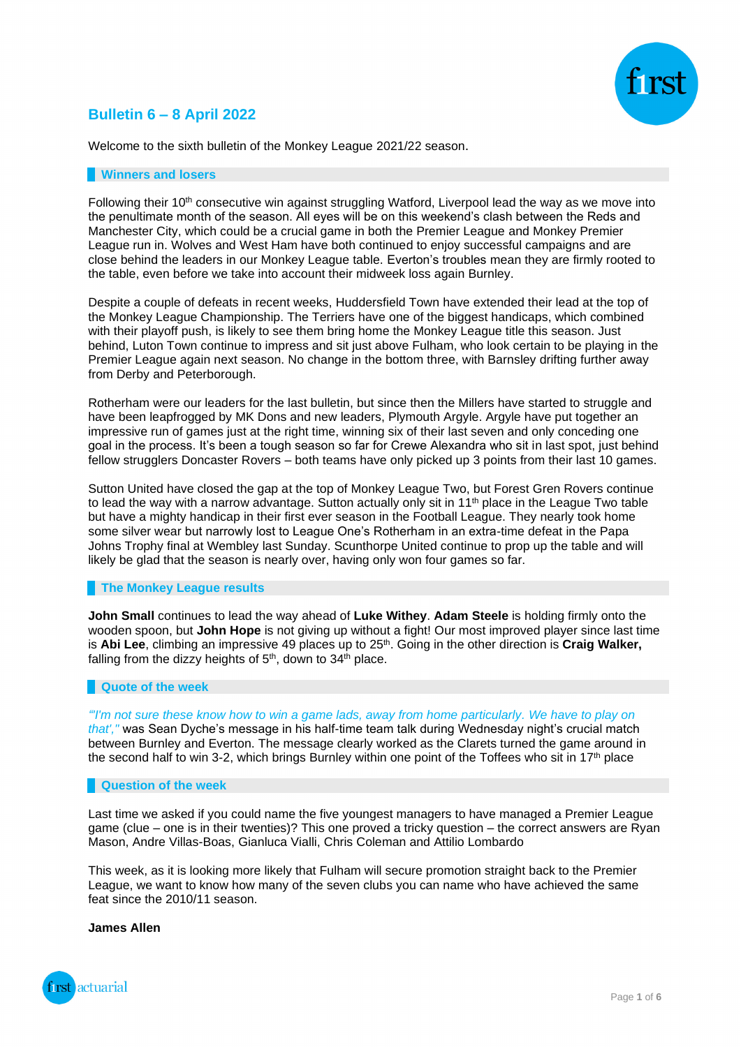# Bulletin 6 – 8 April 2022

Welcome to the sixth bulletin of the Monkey League 2021/22 season.

## Winners and losers

Following their 10th consecutive win against struggling Watford, Liverpool lead the way as we move into the penultimate month of the season. All eyes will be on this weekend's clash between the Reds and Manchester City, which could be a crucial game in both the Premier League and Monkey Premier League run in. Wolves and West Ham have both continued to enjoy successful campaigns and are close behind the leaders in our Monkey League table. Everton's troubles mean they are firmly rooted to the table, even before we take into account their midweek loss again Burnley.

Despite a couple of defeats in recent weeks, Huddersfield Town have extended their lead at the top of the Monkey League Championship. The Terriers have one of the biggest handicaps, which combined with their playoff push, is likely to see them bring home the Monkey League title this season. Just behind, Luton Town continue to impress and sit just above Fulham, who look certain to be playing in the Premier League again next season. No change in the bottom three, with Barnsley drifting further away from Derby and Peterborough.

Rotherham were our leaders for the last bulletin, but since then the Millers have started to struggle and have been leapfrogged by MK Dons and new leaders, Plymouth Argyle. Argyle have put together an impressive run of games just at the right time, winning six of their last seven and only conceding one goal in the process. It's been a tough season so far for Crewe Alexandra who sit in last spot, just behind fellow strugglers Doncaster Rovers – both teams have only picked up 3 points from their last 10 games.

Sutton United have closed the gap at the top of Monkey League Two, but Forest Gren Rovers continue to lead the way with a narrow advantage. Sutton actually only sit in 11th place in the League Two table but have a mighty handicap in their first ever season in the Football League. They nearly took home some silver wear but narrowly lost to League One's Rotherham in an extra-time defeat in the Papa Johns Trophy final at Wembley last Sunday. Scunthorpe United continue to prop up the table and will likely be glad that the season is nearly over, having only won four games so far.

## The Monkey League results

**John Small** continues to lead the way ahead of **Luke Withey**. **Adam Steele** is holding firmly onto the wooden spoon, but **John Hope** is not giving up without a fight! Our most improved player since last time is **Abi Lee**, climbing an impressive 49 places up to 25th. Going in the other direction is **Craig Walker,** falling from the dizzy heights of 5th, down to 34th place.

## Quote of the week

*'"I'm not sure these know how to win a game lads, away from home particularly. We have to play on that',"* was Sean Dyche's message in his half-time team talk during Wednesday night's crucial match between Burnley and Everton. The message clearly worked as the Clarets turned the game around in the second half to win 3-2, which brings Burnley within one point of the Toffees who sit in 17th place

## Question of the week

Last time we asked if you could name the five youngest managers to have managed a Premier League game (clue – one is in their twenties)? This one proved a tricky question – the correct answers are Ryan Mason, Andre Villas-Boas, Gianluca Vialli, Chris Coleman and Attilio Lombardo

This week, as it is looking more likely that Fulham will secure promotion straight back to the Premier League, we want to know how many of the seven clubs you can name who have achieved the same feat since the 2010/11 season.

**James Allen**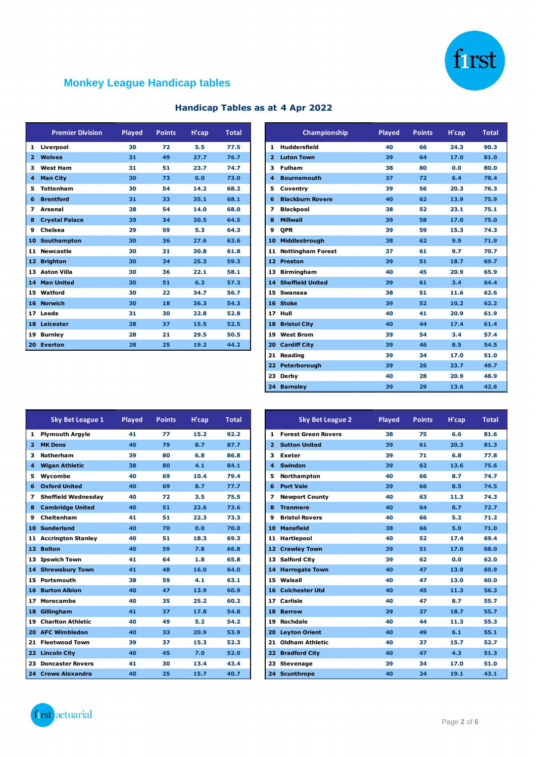## Monkey League Handicap tables

### Handicap Tables as at 4 Apr 2022

| | Premier Division | Played | Points | H'cap | Total |
|---|---|---|---|---|---|
| 1 | Liverpool | 30 | 72 | 5.5 | 77.5 |
| 2 | Wolves | 31 | 49 | 27.7 | 76.7 |
| 3 | West Ham | 31 | 51 | 23.7 | 74.7 |
| 4 | Man City | 30 | 73 | 0.0 | 73.0 |
| 5 | Tottenham | 30 | 54 | 14.2 | 68.2 |
| 6 | Brentford | 31 | 33 | 35.1 | 68.1 |
| 7 | Arsenal | 28 | 54 | 14.0 | 68.0 |
| 8 | Crystal Palace | 29 | 34 | 30.5 | 64.5 |
| 9 | Chelsea | 29 | 59 | 5.3 | 64.3 |
| 10 | Southampton | 30 | 36 | 27.6 | 63.6 |
| 11 | Newcastle | 30 | 31 | 30.8 | 61.8 |
| 12 | Brighton | 30 | 34 | 25.3 | 59.3 |
| 13 | Aston Villa | 30 | 36 | 22.1 | 58.1 |
| 14 | Man United | 30 | 51 | 6.3 | 57.3 |
| 15 | Watford | 30 | 22 | 34.7 | 56.7 |
| 16 | Norwich | 30 | 18 | 36.3 | 54.3 |
| 17 | Leeds | 31 | 30 | 22.8 | 52.8 |
| 18 | Leicester | 28 | 37 | 15.5 | 52.5 |
| 19 | Burnley | 28 | 21 | 29.5 | 50.5 |
| 20 | Everton | 28 | 25 | 19.2 | 44.2 |

| | Championship | Played | Points | H'cap | Total |
|---|---|---|---|---|---|
| 1 | Huddersfield | 40 | 66 | 24.3 | 90.3 |
| 2 | Luton Town | 39 | 64 | 17.0 | 81.0 |
| 3 | Fulham | 38 | 80 | 0.0 | 80.0 |
| 4 | Bournemouth | 37 | 72 | 6.4 | 78.4 |
| 5 | Coventry | 39 | 56 | 20.3 | 76.3 |
| 6 | Blackburn Rovers | 40 | 62 | 13.9 | 75.9 |
| 7 | Blackpool | 38 | 52 | 23.1 | 75.1 |
| 8 | Millwall | 39 | 58 | 17.0 | 75.0 |
| 9 | QPR | 39 | 59 | 15.3 | 74.3 |
| 10 | Middlesbrough | 38 | 62 | 9.9 | 71.9 |
| 11 | Nottingham Forest | 37 | 61 | 9.7 | 70.7 |
| 12 | Preston | 39 | 51 | 18.7 | 69.7 |
| 13 | Birmingham | 40 | 45 | 20.9 | 65.9 |
| 14 | Sheffield United | 39 | 61 | 3.4 | 64.4 |
| 15 | Swansea | 38 | 51 | 11.6 | 62.6 |
| 16 | Stoke | 39 | 52 | 10.2 | 62.2 |
| 17 | Hull | 40 | 41 | 20.9 | 61.9 |
| 18 | Bristol City | 40 | 44 | 17.4 | 61.4 |
| 19 | West Brom | 39 | 54 | 3.4 | 57.4 |
| 20 | Cardiff City | 39 | 46 | 8.5 | 54.5 |
| 21 | Reading | 39 | 34 | 17.0 | 51.0 |
| 22 | Peterborough | 39 | 26 | 23.7 | 49.7 |
| 23 | Derby | 40 | 28 | 20.9 | 48.9 |
| 24 | Barnsley | 39 | 29 | 13.6 | 42.6 |

| | Sky Bet League 1 | Played | Points | H'cap | Total |
|---|---|---|---|---|---|
| 1 | Plymouth Argyle | 41 | 77 | 15.2 | 92.2 |
| 2 | MK Dons | 40 | 79 | 8.7 | 87.7 |
| 3 | Rotherham | 39 | 80 | 6.8 | 86.8 |
| 4 | Wigan Athletic | 38 | 80 | 4.1 | 84.1 |
| 5 | Wycombe | 40 | 69 | 10.4 | 79.4 |
| 6 | Oxford United | 40 | 69 | 8.7 | 77.7 |
| 7 | Sheffield Wednesday | 40 | 72 | 3.5 | 75.5 |
| 8 | Cambridge United | 40 | 51 | 22.6 | 73.6 |
| 9 | Cheltenham | 41 | 51 | 22.3 | 73.3 |
| 10 | Sunderland | 40 | 70 | 0.0 | 70.0 |
| 11 | Accrington Stanley | 40 | 51 | 18.3 | 69.3 |
| 12 | Bolton | 40 | 59 | 7.8 | 66.8 |
| 13 | Ipswich Town | 41 | 64 | 1.8 | 65.8 |
| 14 | Shrewsbury Town | 41 | 48 | 16.0 | 64.0 |
| 15 | Portsmouth | 38 | 59 | 4.1 | 63.1 |
| 16 | Burton Albion | 40 | 47 | 13.9 | 60.9 |
| 17 | Morecambe | 40 | 35 | 25.2 | 60.2 |
| 18 | Gillingham | 41 | 37 | 17.8 | 54.8 |
| 19 | Charlton Athletic | 40 | 49 | 5.2 | 54.2 |
| 20 | AFC Wimbledon | 40 | 33 | 20.9 | 53.9 |
| 21 | Fleetwood Town | 39 | 37 | 15.3 | 52.3 |
| 22 | Lincoln City | 40 | 45 | 7.0 | 52.0 |
| 23 | Doncaster Rovers | 41 | 30 | 13.4 | 43.4 |
| 24 | Crewe Alexandra | 40 | 25 | 15.7 | 40.7 |

| | Sky Bet League 2 | Played | Points | H'cap | Total |
|---|---|---|---|---|---|
| 1 | Forest Green Rovers | 38 | 75 | 6.6 | 81.6 |
| 2 | Sutton United | 39 | 61 | 20.3 | 81.3 |
| 3 | Exeter | 39 | 71 | 6.8 | 77.8 |
| 4 | Swindon | 39 | 62 | 13.6 | 75.6 |
| 5 | Northampton | 40 | 66 | 8.7 | 74.7 |
| 6 | Port Vale | 39 | 66 | 8.5 | 74.5 |
| 7 | Newport County | 40 | 63 | 11.3 | 74.3 |
| 8 | Tranmere | 40 | 64 | 8.7 | 72.7 |
| 9 | Bristol Rovers | 40 | 66 | 5.2 | 71.2 |
| 10 | Mansfield | 38 | 66 | 5.0 | 71.0 |
| 11 | Hartlepool | 40 | 52 | 17.4 | 69.4 |
| 12 | Crawley Town | 39 | 51 | 17.0 | 68.0 |
| 13 | Salford City | 39 | 62 | 0.0 | 62.0 |
| 14 | Harrogate Town | 40 | 47 | 13.9 | 60.9 |
| 15 | Walsall | 40 | 47 | 13.0 | 60.0 |
| 16 | Colchester Utd | 40 | 45 | 11.3 | 56.3 |
| 17 | Carlisle | 40 | 47 | 8.7 | 55.7 |
| 18 | Barrow | 39 | 37 | 18.7 | 55.7 |
| 19 | Rochdale | 40 | 44 | 11.3 | 55.3 |
| 20 | Leyton Orient | 40 | 49 | 6.1 | 55.1 |
| 21 | Oldham Athletic | 40 | 37 | 15.7 | 52.7 |
| 22 | Bradford City | 40 | 47 | 4.3 | 51.3 |
| 23 | Stevenage | 39 | 34 | 17.0 | 51.0 |
| 24 | Scunthrope | 40 | 24 | 19.1 | 43.1 |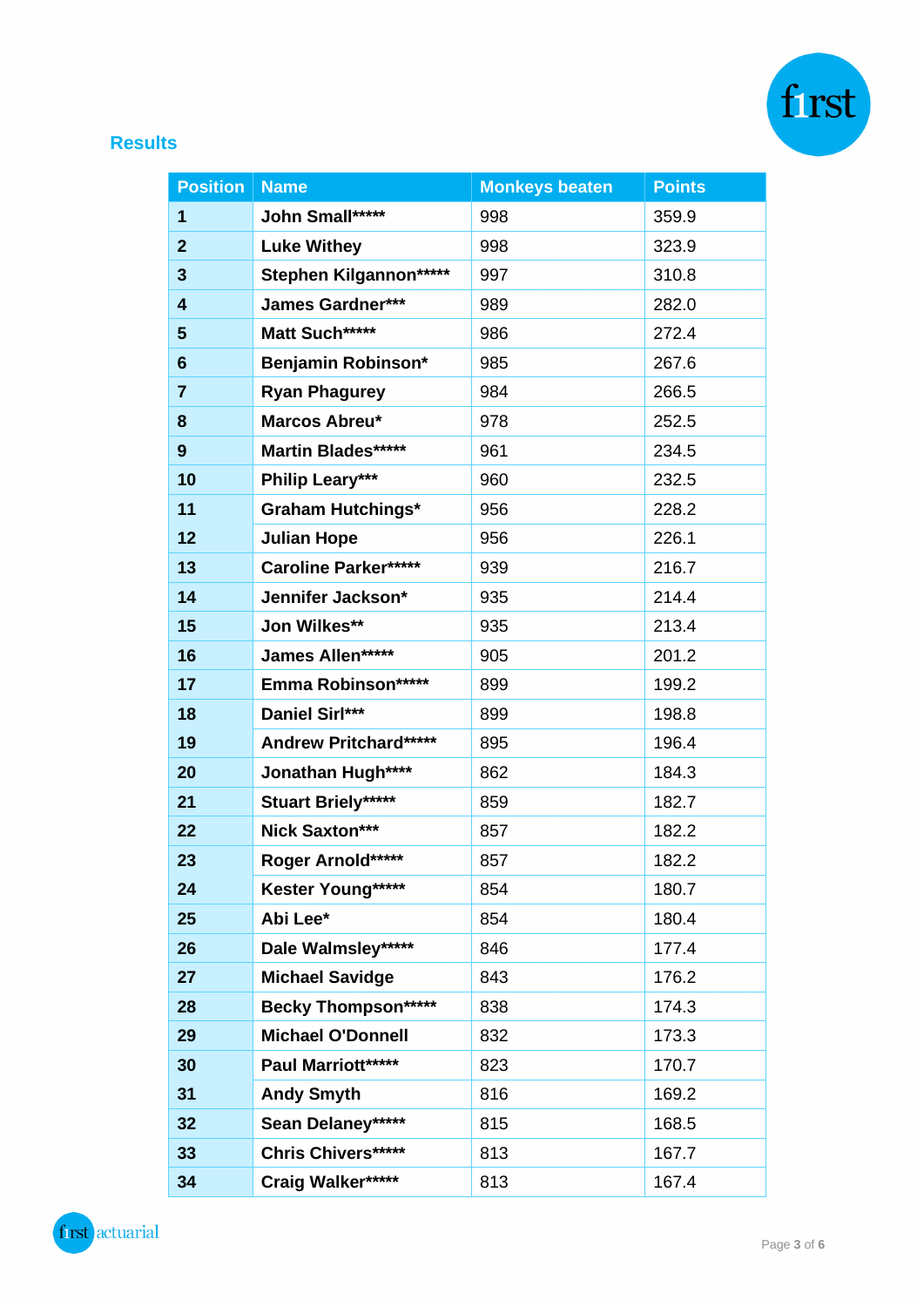## Results

| Position | Name | Monkeys beaten | Points |
|---|---|---|---|
| 1 | John Small***** | 998 | 359.9 |
| 2 | Luke Withey | 998 | 323.9 |
| 3 | Stephen Kilgannon***** | 997 | 310.8 |
| 4 | James Gardner*** | 989 | 282.0 |
| 5 | Matt Such***** | 986 | 272.4 |
| 6 | Benjamin Robinson* | 985 | 267.6 |
| 7 | Ryan Phagurey | 984 | 266.5 |
| 8 | Marcos Abreu* | 978 | 252.5 |
| 9 | Martin Blades***** | 961 | 234.5 |
| 10 | Philip Leary*** | 960 | 232.5 |
| 11 | Graham Hutchings* | 956 | 228.2 |
| 12 | Julian Hope | 956 | 226.1 |
| 13 | Caroline Parker***** | 939 | 216.7 |
| 14 | Jennifer Jackson* | 935 | 214.4 |
| 15 | Jon Wilkes** | 935 | 213.4 |
| 16 | James Allen***** | 905 | 201.2 |
| 17 | Emma Robinson***** | 899 | 199.2 |
| 18 | Daniel Sirl*** | 899 | 198.8 |
| 19 | Andrew Pritchard***** | 895 | 196.4 |
| 20 | Jonathan Hugh**** | 862 | 184.3 |
| 21 | Stuart Briely***** | 859 | 182.7 |
| 22 | Nick Saxton*** | 857 | 182.2 |
| 23 | Roger Arnold***** | 857 | 182.2 |
| 24 | Kester Young***** | 854 | 180.7 |
| 25 | Abi Lee* | 854 | 180.4 |
| 26 | Dale Walmsley***** | 846 | 177.4 |
| 27 | Michael Savidge | 843 | 176.2 |
| 28 | Becky Thompson***** | 838 | 174.3 |
| 29 | Michael O'Donnell | 832 | 173.3 |
| 30 | Paul Marriott***** | 823 | 170.7 |
| 31 | Andy Smyth | 816 | 169.2 |
| 32 | Sean Delaney***** | 815 | 168.5 |
| 33 | Chris Chivers***** | 813 | 167.7 |
| 34 | Craig Walker***** | 813 | 167.4 |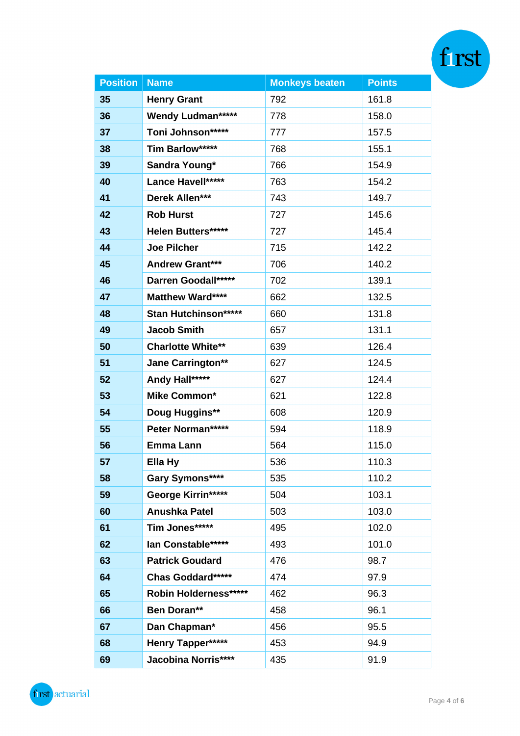| Position | Name | Monkeys beaten | Points |
|---|---|---|---|
| 35 | Henry Grant | 792 | 161.8 |
| 36 | Wendy Ludman***** | 778 | 158.0 |
| 37 | Toni Johnson***** | 777 | 157.5 |
| 38 | Tim Barlow***** | 768 | 155.1 |
| 39 | Sandra Young* | 766 | 154.9 |
| 40 | Lance Havell***** | 763 | 154.2 |
| 41 | Derek Allen*** | 743 | 149.7 |
| 42 | Rob Hurst | 727 | 145.6 |
| 43 | Helen Butters***** | 727 | 145.4 |
| 44 | Joe Pilcher | 715 | 142.2 |
| 45 | Andrew Grant*** | 706 | 140.2 |
| 46 | Darren Goodall***** | 702 | 139.1 |
| 47 | Matthew Ward**** | 662 | 132.5 |
| 48 | Stan Hutchinson***** | 660 | 131.8 |
| 49 | Jacob Smith | 657 | 131.1 |
| 50 | Charlotte White** | 639 | 126.4 |
| 51 | Jane Carrington** | 627 | 124.5 |
| 52 | Andy Hall***** | 627 | 124.4 |
| 53 | Mike Common* | 621 | 122.8 |
| 54 | Doug Huggins** | 608 | 120.9 |
| 55 | Peter Norman***** | 594 | 118.9 |
| 56 | Emma Lann | 564 | 115.0 |
| 57 | Ella Hy | 536 | 110.3 |
| 58 | Gary Symons**** | 535 | 110.2 |
| 59 | George Kirrin***** | 504 | 103.1 |
| 60 | Anushka Patel | 503 | 103.0 |
| 61 | Tim Jones***** | 495 | 102.0 |
| 62 | Ian Constable***** | 493 | 101.0 |
| 63 | Patrick Goudard | 476 | 98.7 |
| 64 | Chas Goddard***** | 474 | 97.9 |
| 65 | Robin Holderness***** | 462 | 96.3 |
| 66 | Ben Doran** | 458 | 96.1 |
| 67 | Dan Chapman* | 456 | 95.5 |
| 68 | Henry Tapper***** | 453 | 94.9 |
| 69 | Jacobina Norris**** | 435 | 91.9 |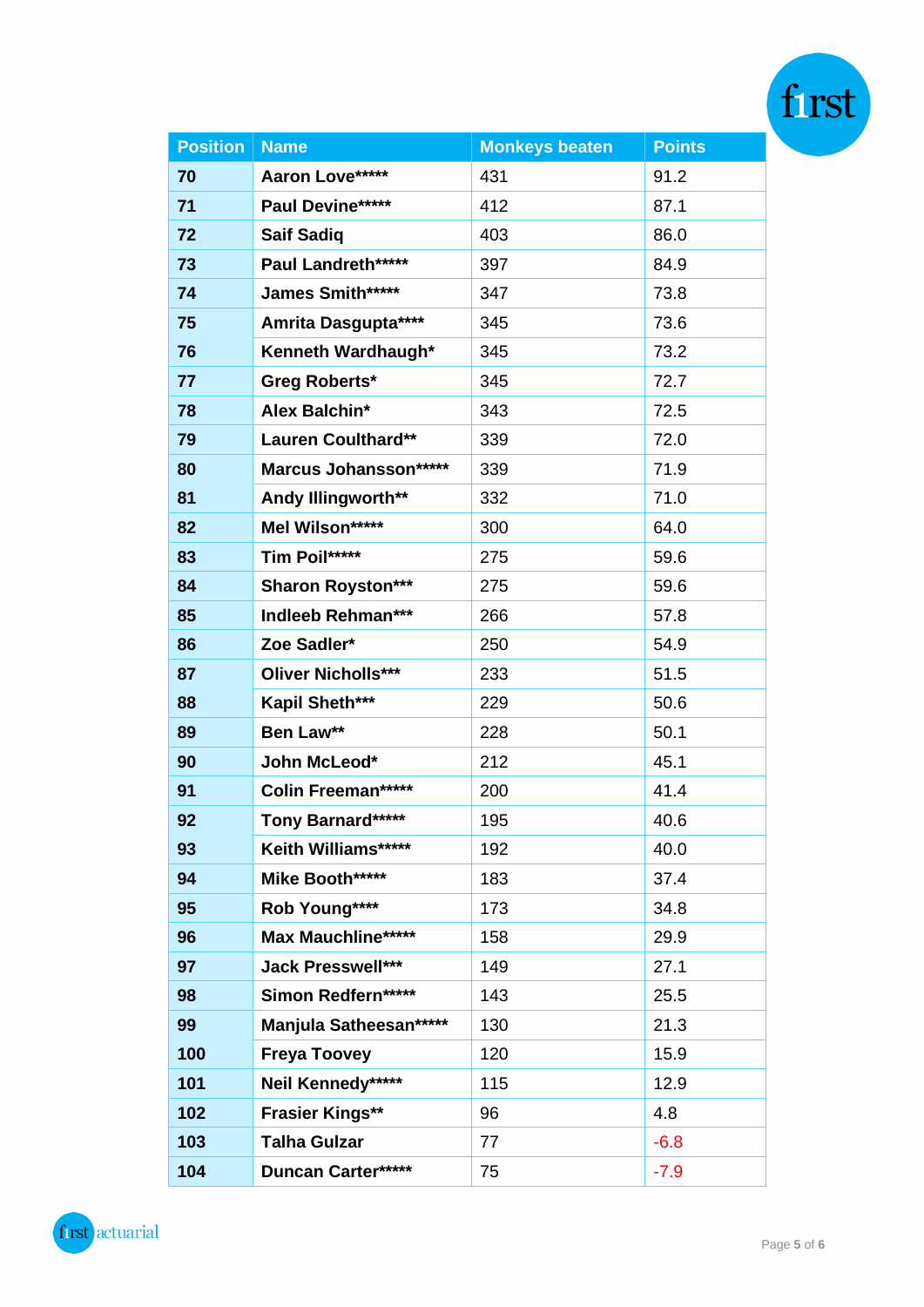| Position | Name | Monkeys beaten | Points |
|---|---|---|---|
| 70 | Aaron Love***** | 431 | 91.2 |
| 71 | Paul Devine***** | 412 | 87.1 |
| 72 | Saif Sadiq | 403 | 86.0 |
| 73 | Paul Landreth***** | 397 | 84.9 |
| 74 | James Smith***** | 347 | 73.8 |
| 75 | Amrita Dasgupta**** | 345 | 73.6 |
| 76 | Kenneth Wardhaugh* | 345 | 73.2 |
| 77 | Greg Roberts* | 345 | 72.7 |
| 78 | Alex Balchin* | 343 | 72.5 |
| 79 | Lauren Coulthard** | 339 | 72.0 |
| 80 | Marcus Johansson***** | 339 | 71.9 |
| 81 | Andy Illingworth** | 332 | 71.0 |
| 82 | Mel Wilson***** | 300 | 64.0 |
| 83 | Tim Poil***** | 275 | 59.6 |
| 84 | Sharon Royston*** | 275 | 59.6 |
| 85 | Indleeb Rehman*** | 266 | 57.8 |
| 86 | Zoe Sadler* | 250 | 54.9 |
| 87 | Oliver Nicholls*** | 233 | 51.5 |
| 88 | Kapil Sheth*** | 229 | 50.6 |
| 89 | Ben Law** | 228 | 50.1 |
| 90 | John McLeod* | 212 | 45.1 |
| 91 | Colin Freeman***** | 200 | 41.4 |
| 92 | Tony Barnard***** | 195 | 40.6 |
| 93 | Keith Williams***** | 192 | 40.0 |
| 94 | Mike Booth***** | 183 | 37.4 |
| 95 | Rob Young**** | 173 | 34.8 |
| 96 | Max Mauchline***** | 158 | 29.9 |
| 97 | Jack Presswell*** | 149 | 27.1 |
| 98 | Simon Redfern***** | 143 | 25.5 |
| 99 | Manjula Satheesan***** | 130 | 21.3 |
| 100 | Freya Toovey | 120 | 15.9 |
| 101 | Neil Kennedy***** | 115 | 12.9 |
| 102 | Frasier Kings** | 96 | 4.8 |
| 103 | Talha Gulzar | 77 | -6.8 |
| 104 | Duncan Carter***** | 75 | -7.9 |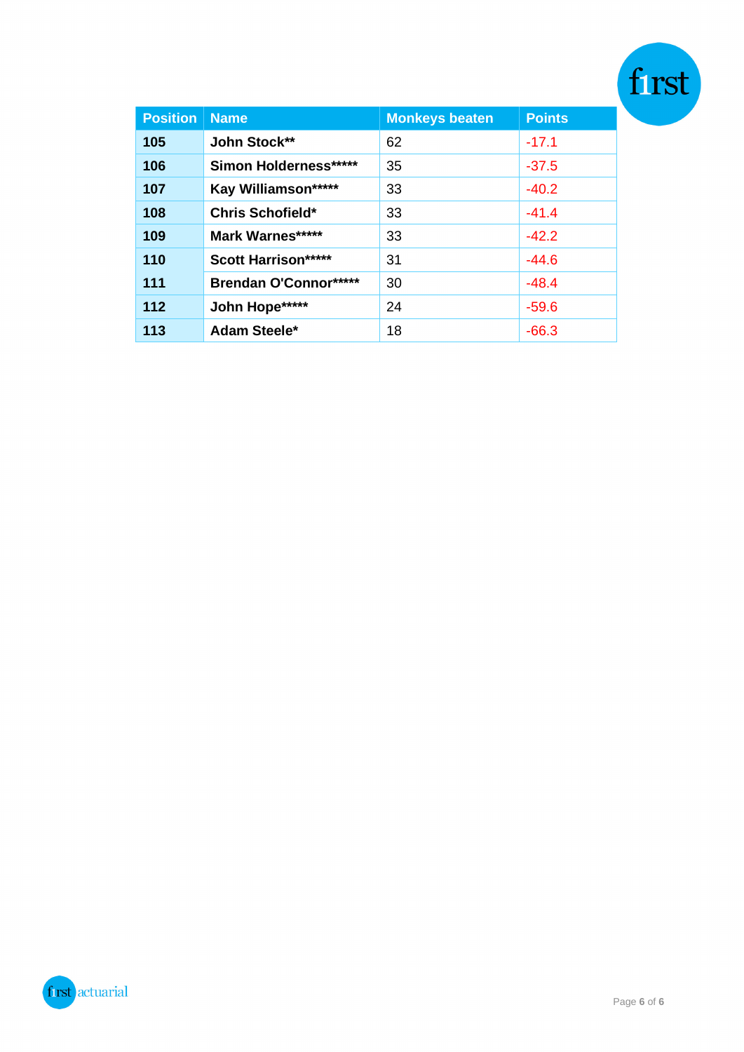| Position | Name | Monkeys beaten | Points |
|---|---|---|---|
| 105 | John Stock** | 62 | -17.1 |
| 106 | Simon Holderness***** | 35 | -37.5 |
| 107 | Kay Williamson***** | 33 | -40.2 |
| 108 | Chris Schofield* | 33 | -41.4 |
| 109 | Mark Warnes***** | 33 | -42.2 |
| 110 | Scott Harrison***** | 31 | -44.6 |
| 111 | Brendan O'Connor***** | 30 | -48.4 |
| 112 | John Hope***** | 24 | -59.6 |
| 113 | Adam Steele* | 18 | -66.3 |